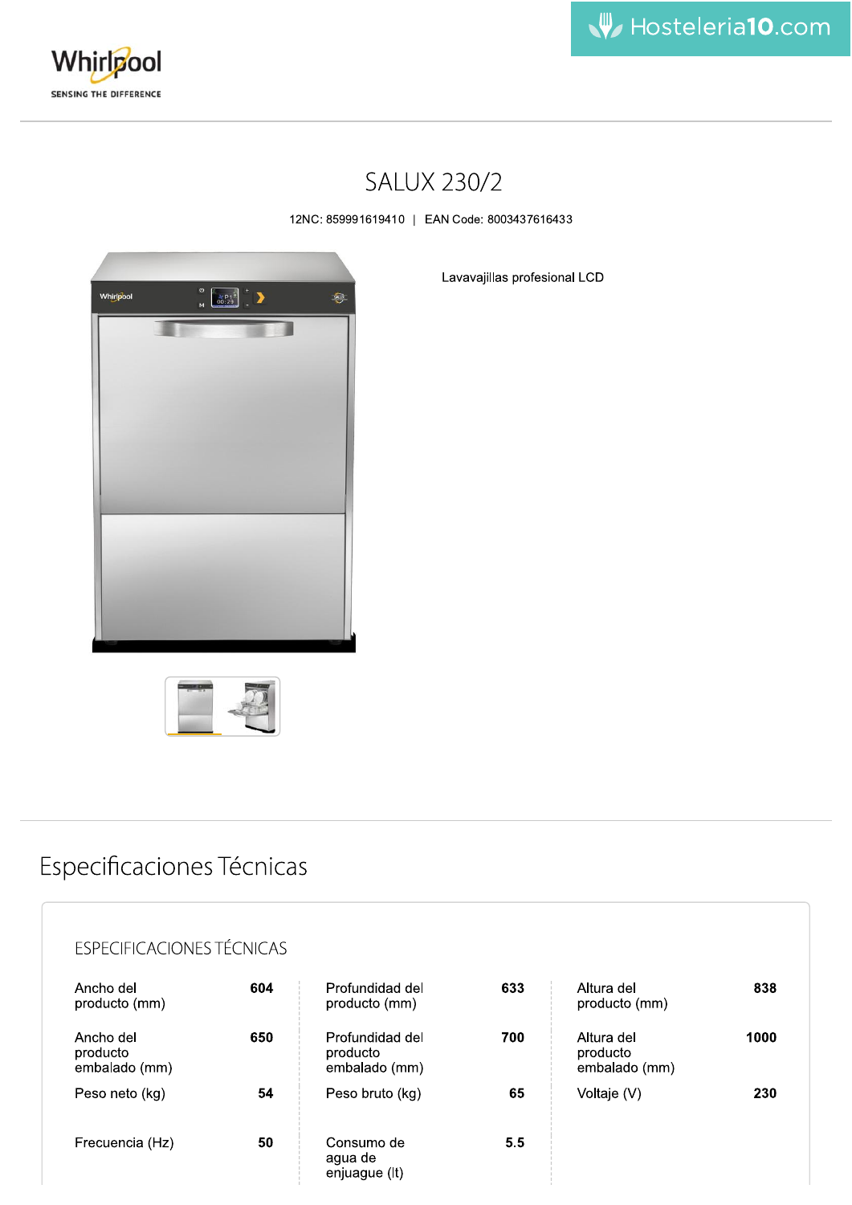# SALUX 230/2

12NC: 859991619410 | EAN Code: 8003437616433

Lavavajillas profesional LCD

## Especificaciones Técnicas

### ESPECIFICACIONES TÉCNICAS

| | | | | | |
|---|---|---|---|---|---|
| Ancho del producto (mm) | 604 | Profundidad del producto (mm) | 633 | Altura del producto (mm) | 838 |
| Ancho del producto embalado (mm) | 650 | Profundidad del producto embalado (mm) | 700 | Altura del producto embalado (mm) | 1000 |
| Peso neto (kg) | 54 | Peso bruto (kg) | 65 | Voltaje (V) | 230 |
| Frecuencia (Hz) | 50 | Consumo de agua de enjuague (lt) | 5.5 | | |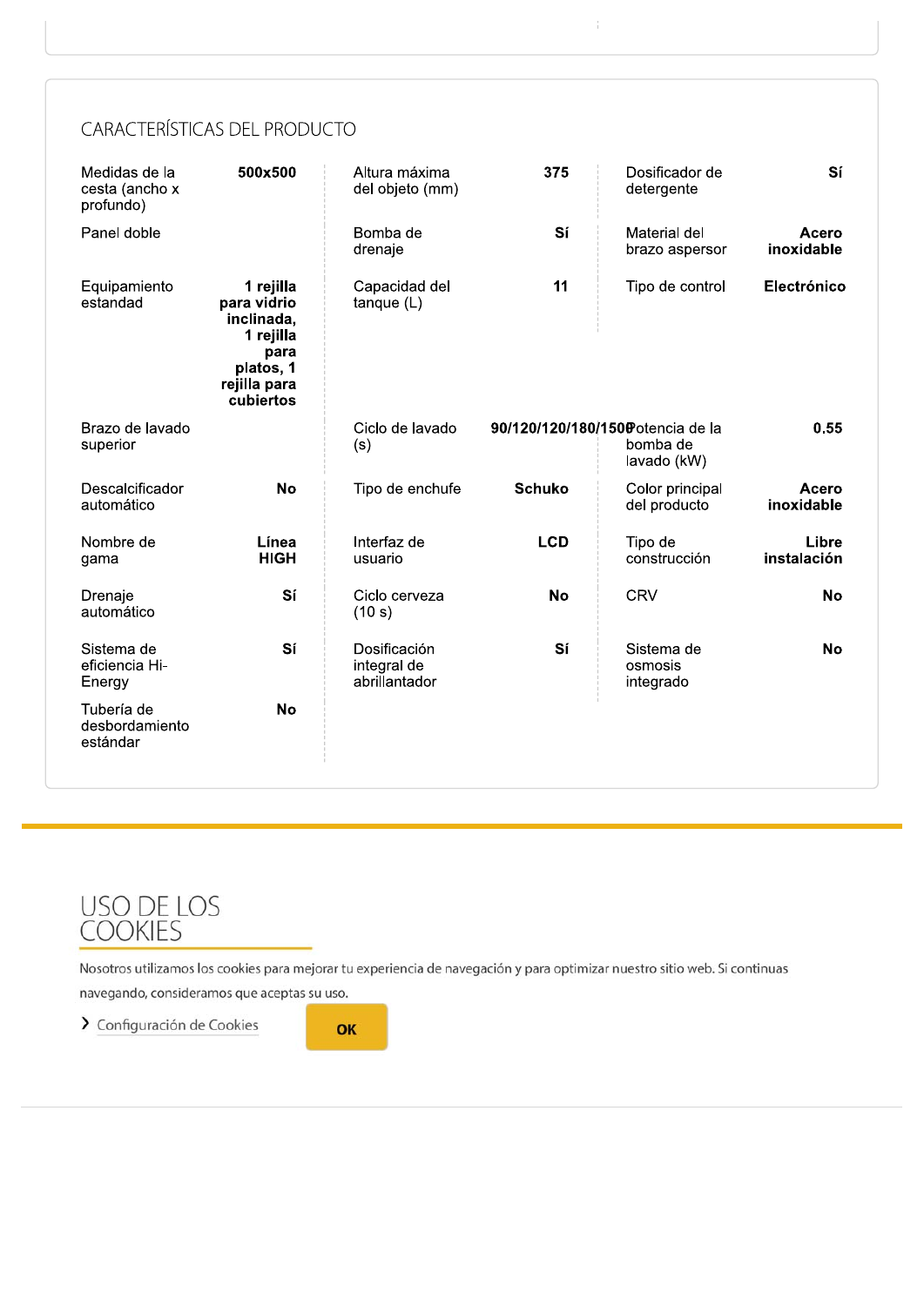## CARACTERÍSTICAS DEL PRODUCTO

| | | | | | |
|---|---|---|---|---|---|
| Medidas de la cesta (ancho x profundo) | **500x500** | Altura máxima del objeto (mm) | **375** | Dosificador de detergente | **Sí** |
| Panel doble | | Bomba de drenaje | **Sí** | Material del brazo aspersor | **Acero inoxidable** |
| Equipamiento estandad | **1 rejilla para vidrio inclinada, 1 rejilla para platos, 1 rejilla para cubiertos** | Capacidad del tanque (L) | **11** | Tipo de control | **Electrónico** |
| Brazo de lavado superior | | Ciclo de lavado (s) | **90/120/120/180/1500** | Potencia de la bomba de lavado (kW) | **0.55** |
| Descalcificador automático | **No** | Tipo de enchufe | **Schuko** | Color principal del producto | **Acero inoxidable** |
| Nombre de gama | **Línea HIGH** | Interfaz de usuario | **LCD** | Tipo de construcción | **Libre instalación** |
| Drenaje automático | **Sí** | Ciclo cerveza (10 s) | **No** | CRV | **No** |
| Sistema de eficiencia Hi-Energy | **Sí** | Dosificación integral de abrillantador | **Sí** | Sistema de osmosis integrado | **No** |
| Tubería de desbordamiento estándar | **No** | | | | |

## USO DE LOS COOKIES

Nosotros utilizamos los cookies para mejorar tu experiencia de navegación y para optimizar nuestro sitio web. Si continuas navegando, consideramos que aceptas su uso.

› Configuración de Cookies

OK